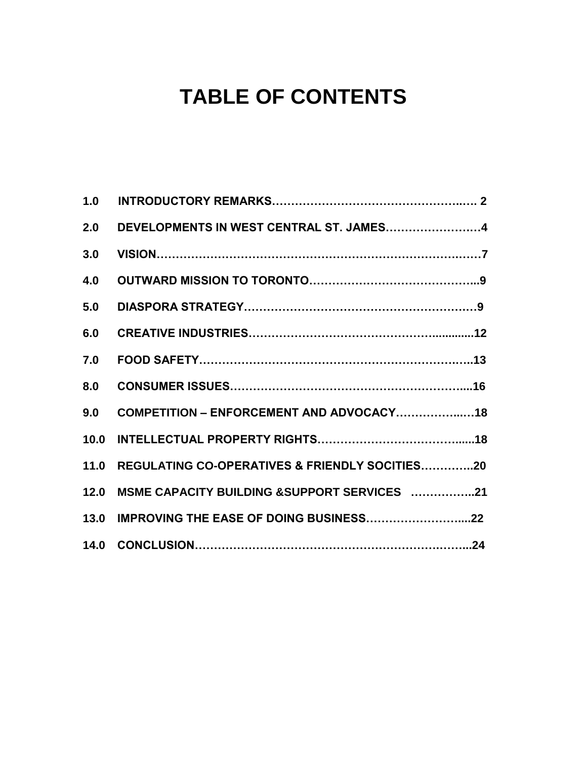# TABLE OF CONTENTS

**1.0 INTRODUCTORY REMARKS………………………………………….…. 2**

**2.0 DEVELOPMENTS IN WEST CENTRAL ST. JAMES……………………4**

**3.0 VISION…………………………………………………………….……7**

**4.0 OUTWARD MISSION TO TORONTO…………………………………...9**

**5.0 DIASPORA STRATEGY…………………………………………….…9**

**6.0 CREATIVE INDUSTRIES……………………………………….............12**

**7.0 FOOD SAFETY…………………………………………………….…..13**

**8.0 CONSUMER ISSUES……………………………………………….....16**

**9.0 COMPETITION – ENFORCEMENT AND ADVOCACY……………..…18**

**10.0 INTELLECTUAL PROPERTY RIGHTS……………………………......18**

**11.0 REGULATING CO-OPERATIVES & FRIENDLY SOCITIES…………..20**

**12.0 MSME CAPACITY BUILDING &SUPPORT SERVICES ……………..21**

**13.0 IMPROVING THE EASE OF DOING BUSINESS……………………....22**

**14.0 CONCLUSION……………………………………………………..…...24**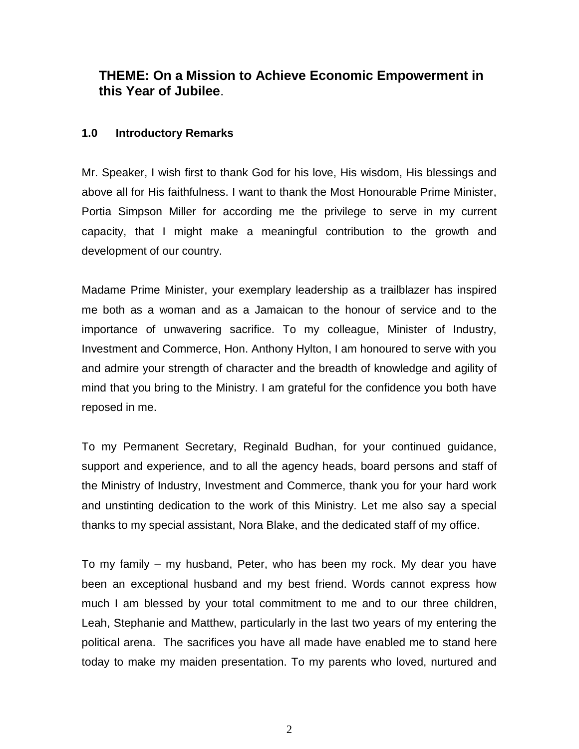## THEME: On a Mission to Achieve Economic Empowerment in this Year of Jubilee.

### 1.0 Introductory Remarks

Mr. Speaker, I wish first to thank God for his love, His wisdom, His blessings and above all for His faithfulness. I want to thank the Most Honourable Prime Minister, Portia Simpson Miller for according me the privilege to serve in my current capacity, that I might make a meaningful contribution to the growth and development of our country.

Madame Prime Minister, your exemplary leadership as a trailblazer has inspired me both as a woman and as a Jamaican to the honour of service and to the importance of unwavering sacrifice. To my colleague, Minister of Industry, Investment and Commerce, Hon. Anthony Hylton, I am honoured to serve with you and admire your strength of character and the breadth of knowledge and agility of mind that you bring to the Ministry. I am grateful for the confidence you both have reposed in me.

To my Permanent Secretary, Reginald Budhan, for your continued guidance, support and experience, and to all the agency heads, board persons and staff of the Ministry of Industry, Investment and Commerce, thank you for your hard work and unstinting dedication to the work of this Ministry. Let me also say a special thanks to my special assistant, Nora Blake, and the dedicated staff of my office.

To my family – my husband, Peter, who has been my rock. My dear you have been an exceptional husband and my best friend. Words cannot express how much I am blessed by your total commitment to me and to our three children, Leah, Stephanie and Matthew, particularly in the last two years of my entering the political arena. The sacrifices you have all made have enabled me to stand here today to make my maiden presentation. To my parents who loved, nurtured and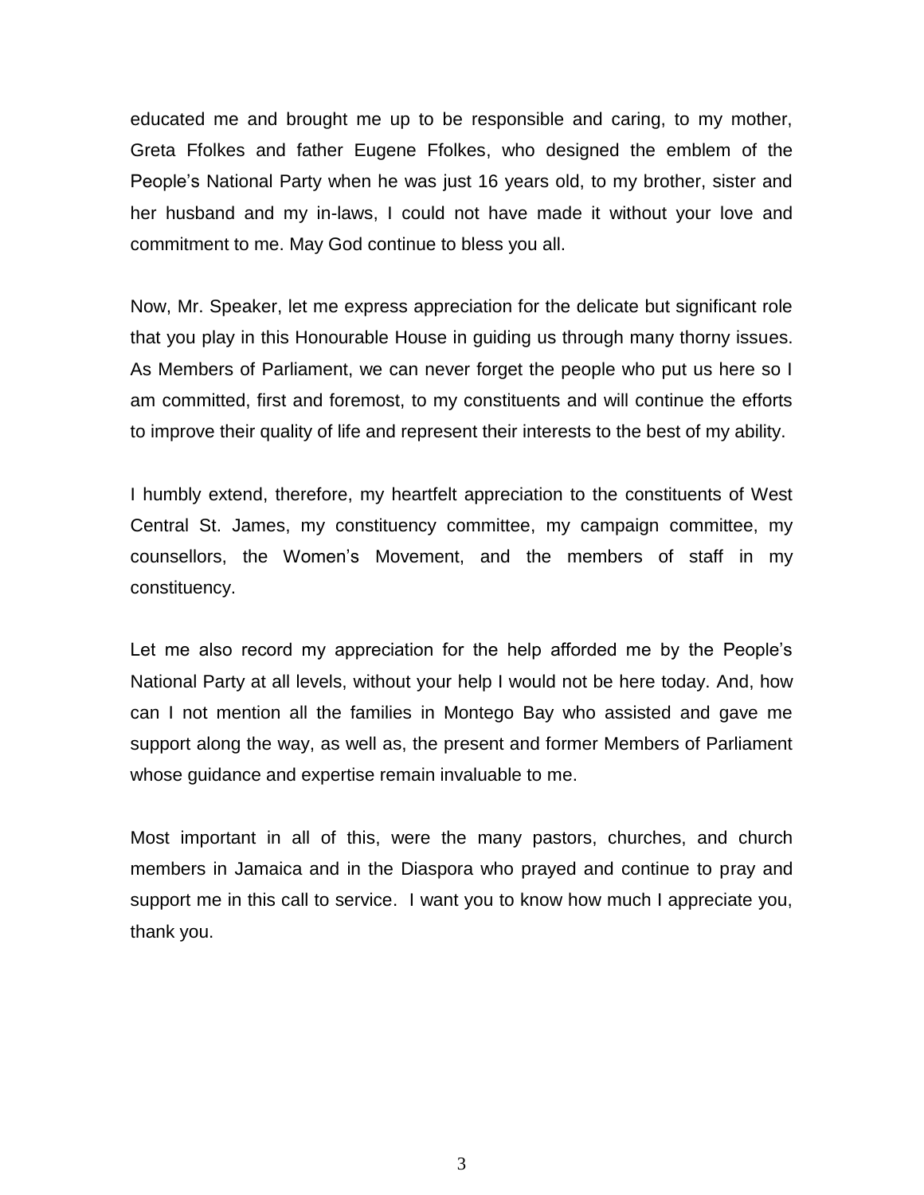educated me and brought me up to be responsible and caring, to my mother, Greta Ffolkes and father Eugene Ffolkes, who designed the emblem of the People's National Party when he was just 16 years old, to my brother, sister and her husband and my in-laws, I could not have made it without your love and commitment to me. May God continue to bless you all.

Now, Mr. Speaker, let me express appreciation for the delicate but significant role that you play in this Honourable House in guiding us through many thorny issues. As Members of Parliament, we can never forget the people who put us here so I am committed, first and foremost, to my constituents and will continue the efforts to improve their quality of life and represent their interests to the best of my ability.

I humbly extend, therefore, my heartfelt appreciation to the constituents of West Central St. James, my constituency committee, my campaign committee, my counsellors, the Women's Movement, and the members of staff in my constituency.

Let me also record my appreciation for the help afforded me by the People's National Party at all levels, without your help I would not be here today. And, how can I not mention all the families in Montego Bay who assisted and gave me support along the way, as well as, the present and former Members of Parliament whose guidance and expertise remain invaluable to me.

Most important in all of this, were the many pastors, churches, and church members in Jamaica and in the Diaspora who prayed and continue to pray and support me in this call to service. I want you to know how much I appreciate you, thank you.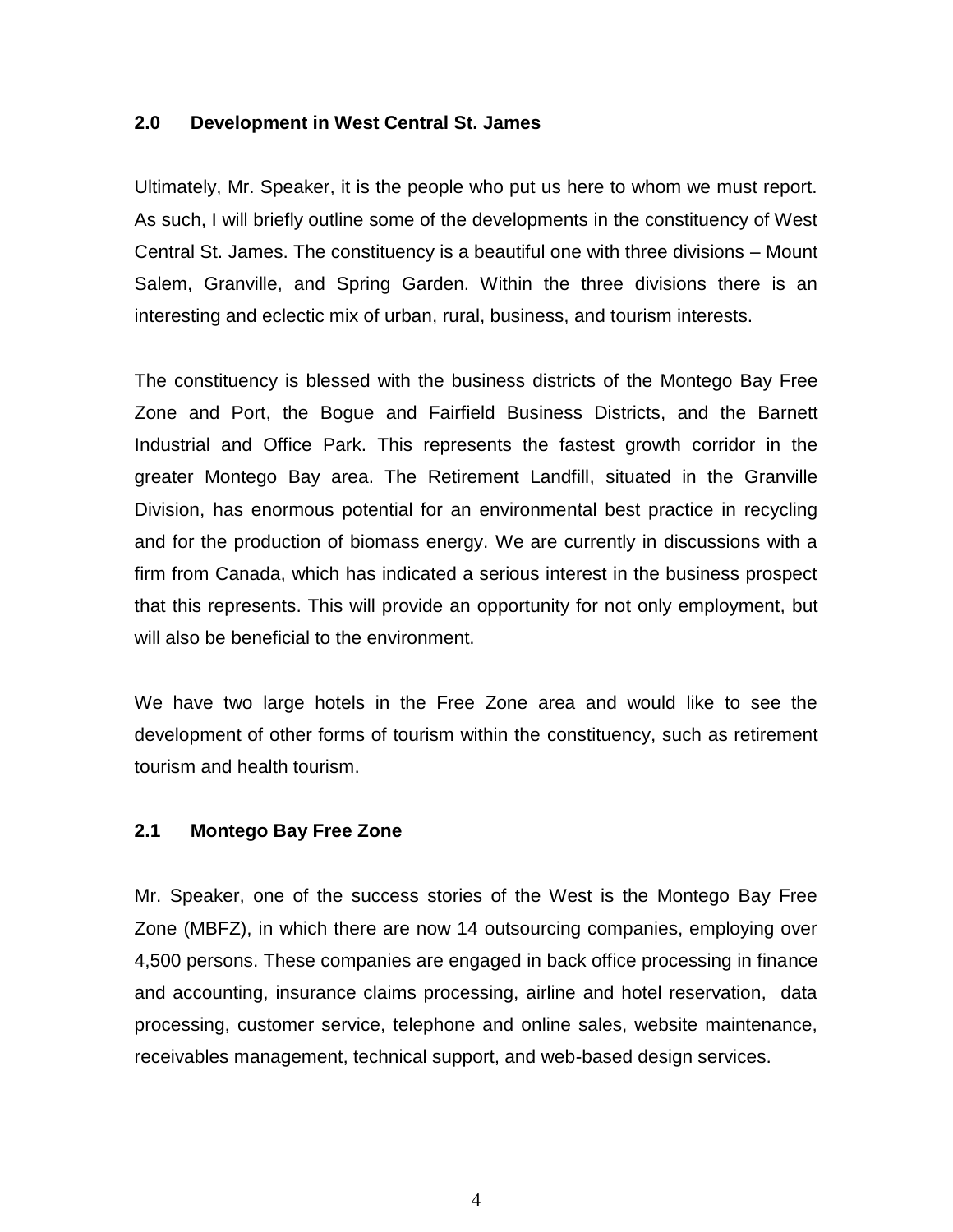## 2.0 Development in West Central St. James

Ultimately, Mr. Speaker, it is the people who put us here to whom we must report. As such, I will briefly outline some of the developments in the constituency of West Central St. James. The constituency is a beautiful one with three divisions – Mount Salem, Granville, and Spring Garden. Within the three divisions there is an interesting and eclectic mix of urban, rural, business, and tourism interests.

The constituency is blessed with the business districts of the Montego Bay Free Zone and Port, the Bogue and Fairfield Business Districts, and the Barnett Industrial and Office Park. This represents the fastest growth corridor in the greater Montego Bay area. The Retirement Landfill, situated in the Granville Division, has enormous potential for an environmental best practice in recycling and for the production of biomass energy. We are currently in discussions with a firm from Canada, which has indicated a serious interest in the business prospect that this represents. This will provide an opportunity for not only employment, but will also be beneficial to the environment.

We have two large hotels in the Free Zone area and would like to see the development of other forms of tourism within the constituency, such as retirement tourism and health tourism.

### 2.1 Montego Bay Free Zone

Mr. Speaker, one of the success stories of the West is the Montego Bay Free Zone (MBFZ), in which there are now 14 outsourcing companies, employing over 4,500 persons. These companies are engaged in back office processing in finance and accounting, insurance claims processing, airline and hotel reservation, data processing, customer service, telephone and online sales, website maintenance, receivables management, technical support, and web-based design services.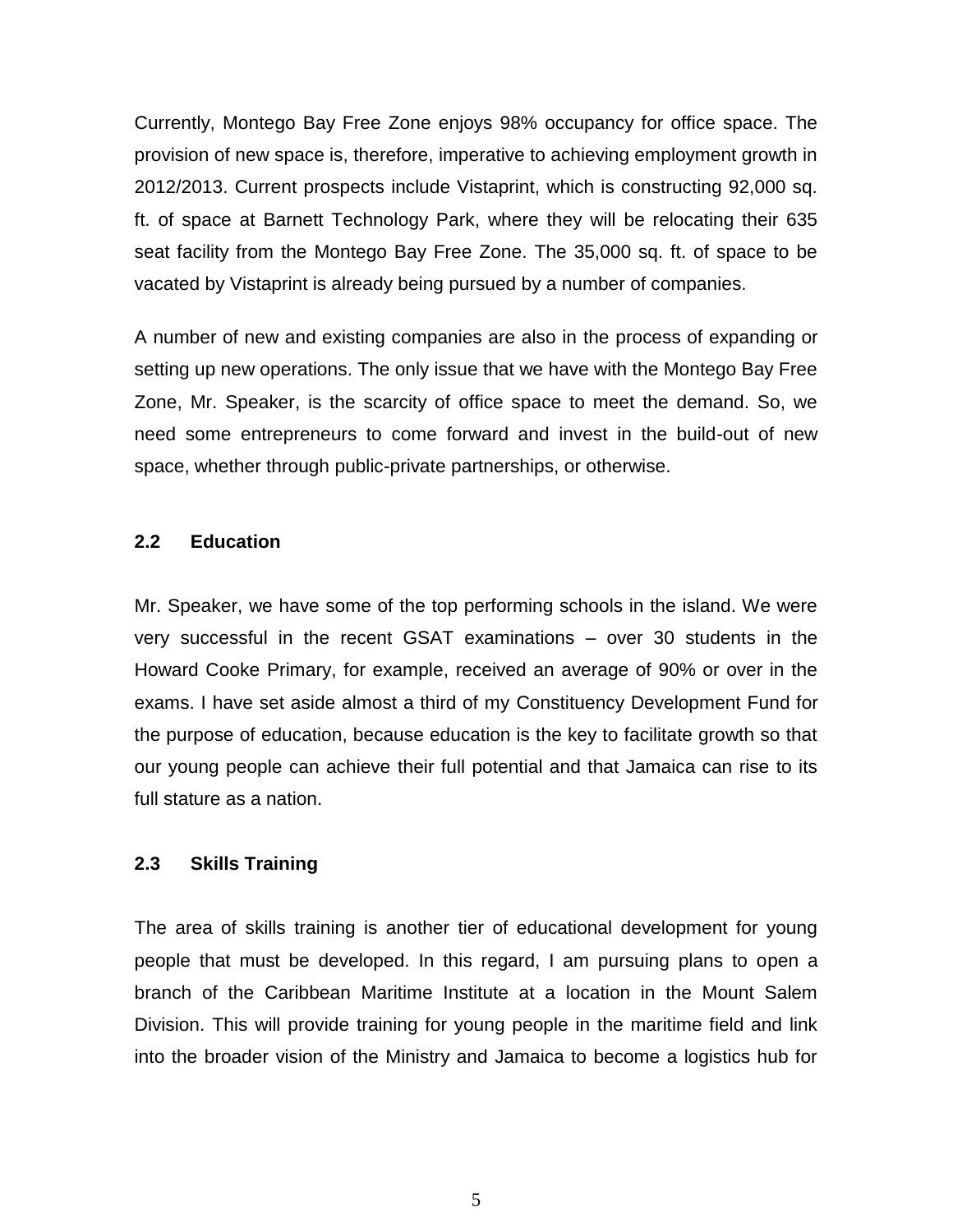Currently, Montego Bay Free Zone enjoys 98% occupancy for office space. The provision of new space is, therefore, imperative to achieving employment growth in 2012/2013. Current prospects include Vistaprint, which is constructing 92,000 sq. ft. of space at Barnett Technology Park, where they will be relocating their 635 seat facility from the Montego Bay Free Zone. The 35,000 sq. ft. of space to be vacated by Vistaprint is already being pursued by a number of companies.

A number of new and existing companies are also in the process of expanding or setting up new operations. The only issue that we have with the Montego Bay Free Zone, Mr. Speaker, is the scarcity of office space to meet the demand. So, we need some entrepreneurs to come forward and invest in the build-out of new space, whether through public-private partnerships, or otherwise.

### 2.2 Education

Mr. Speaker, we have some of the top performing schools in the island. We were very successful in the recent GSAT examinations – over 30 students in the Howard Cooke Primary, for example, received an average of 90% or over in the exams. I have set aside almost a third of my Constituency Development Fund for the purpose of education, because education is the key to facilitate growth so that our young people can achieve their full potential and that Jamaica can rise to its full stature as a nation.

### 2.3 Skills Training

The area of skills training is another tier of educational development for young people that must be developed. In this regard, I am pursuing plans to open a branch of the Caribbean Maritime Institute at a location in the Mount Salem Division. This will provide training for young people in the maritime field and link into the broader vision of the Ministry and Jamaica to become a logistics hub for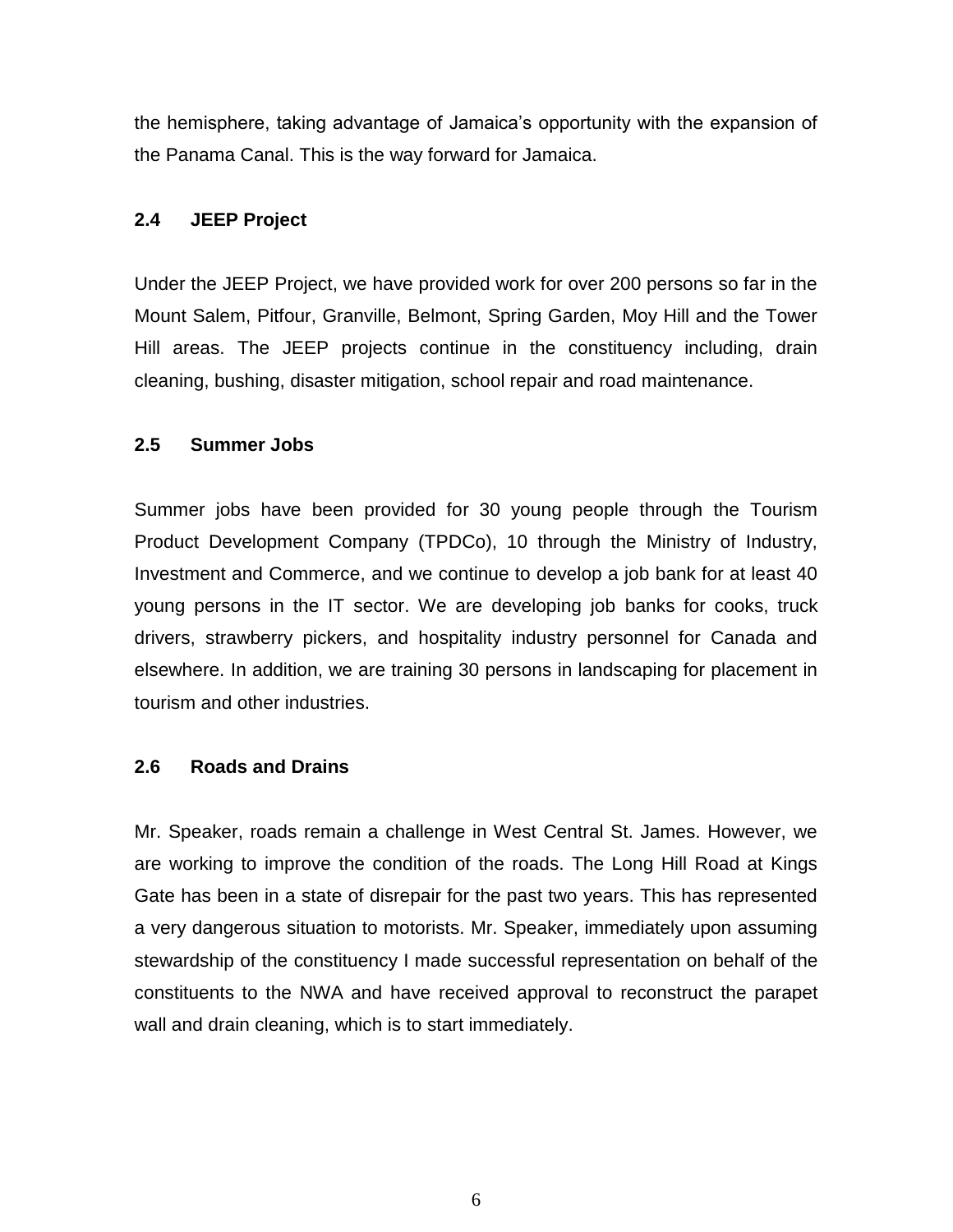the hemisphere, taking advantage of Jamaica's opportunity with the expansion of the Panama Canal. This is the way forward for Jamaica.

### 2.4 JEEP Project

Under the JEEP Project, we have provided work for over 200 persons so far in the Mount Salem, Pitfour, Granville, Belmont, Spring Garden, Moy Hill and the Tower Hill areas. The JEEP projects continue in the constituency including, drain cleaning, bushing, disaster mitigation, school repair and road maintenance.

### 2.5 Summer Jobs

Summer jobs have been provided for 30 young people through the Tourism Product Development Company (TPDCo), 10 through the Ministry of Industry, Investment and Commerce, and we continue to develop a job bank for at least 40 young persons in the IT sector. We are developing job banks for cooks, truck drivers, strawberry pickers, and hospitality industry personnel for Canada and elsewhere. In addition, we are training 30 persons in landscaping for placement in tourism and other industries.

### 2.6 Roads and Drains

Mr. Speaker, roads remain a challenge in West Central St. James. However, we are working to improve the condition of the roads. The Long Hill Road at Kings Gate has been in a state of disrepair for the past two years. This has represented a very dangerous situation to motorists. Mr. Speaker, immediately upon assuming stewardship of the constituency I made successful representation on behalf of the constituents to the NWA and have received approval to reconstruct the parapet wall and drain cleaning, which is to start immediately.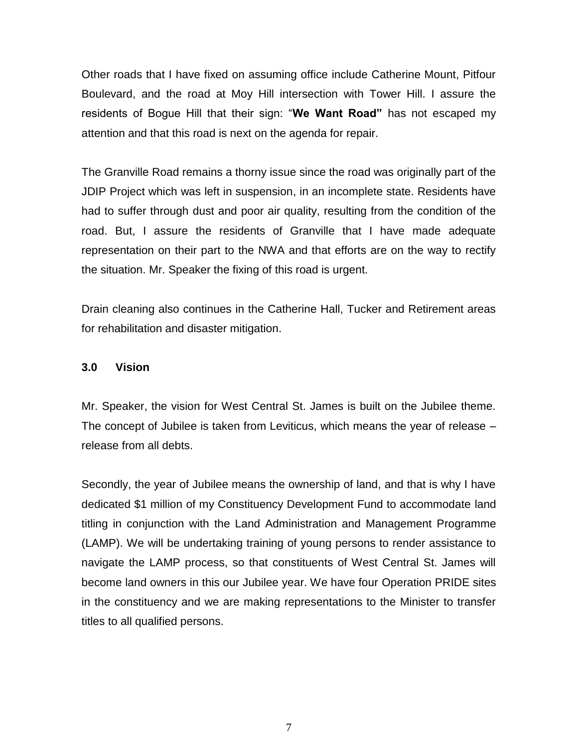Other roads that I have fixed on assuming office include Catherine Mount, Pitfour Boulevard, and the road at Moy Hill intersection with Tower Hill. I assure the residents of Bogue Hill that their sign: "**We Want Road"** has not escaped my attention and that this road is next on the agenda for repair.

The Granville Road remains a thorny issue since the road was originally part of the JDIP Project which was left in suspension, in an incomplete state. Residents have had to suffer through dust and poor air quality, resulting from the condition of the road. But, I assure the residents of Granville that I have made adequate representation on their part to the NWA and that efforts are on the way to rectify the situation. Mr. Speaker the fixing of this road is urgent.

Drain cleaning also continues in the Catherine Hall, Tucker and Retirement areas for rehabilitation and disaster mitigation.

## 3.0 Vision

Mr. Speaker, the vision for West Central St. James is built on the Jubilee theme. The concept of Jubilee is taken from Leviticus, which means the year of release – release from all debts.

Secondly, the year of Jubilee means the ownership of land, and that is why I have dedicated $1 million of my Constituency Development Fund to accommodate land titling in conjunction with the Land Administration and Management Programme (LAMP). We will be undertaking training of young persons to render assistance to navigate the LAMP process, so that constituents of West Central St. James will become land owners in this our Jubilee year. We have four Operation PRIDE sites in the constituency and we are making representations to the Minister to transfer titles to all qualified persons.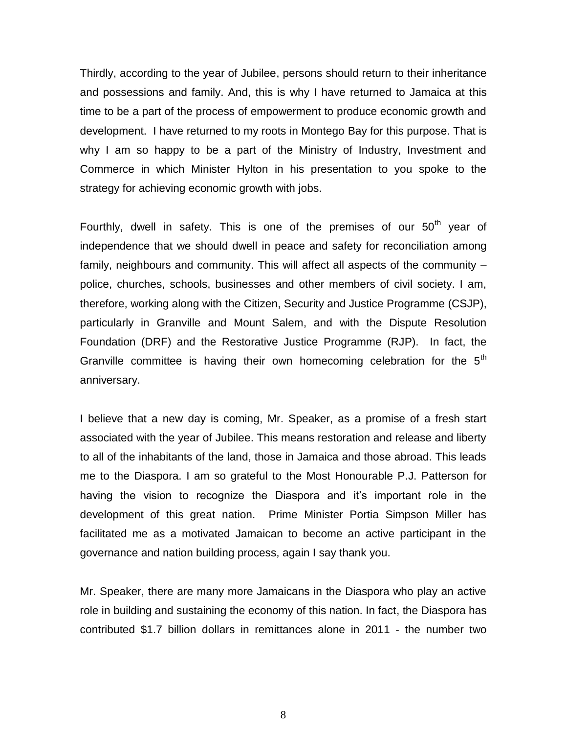Thirdly, according to the year of Jubilee, persons should return to their inheritance and possessions and family. And, this is why I have returned to Jamaica at this time to be a part of the process of empowerment to produce economic growth and development. I have returned to my roots in Montego Bay for this purpose. That is why I am so happy to be a part of the Ministry of Industry, Investment and Commerce in which Minister Hylton in his presentation to you spoke to the strategy for achieving economic growth with jobs.

Fourthly, dwell in safety. This is one of the premises of our 50th year of independence that we should dwell in peace and safety for reconciliation among family, neighbours and community. This will affect all aspects of the community – police, churches, schools, businesses and other members of civil society. I am, therefore, working along with the Citizen, Security and Justice Programme (CSJP), particularly in Granville and Mount Salem, and with the Dispute Resolution Foundation (DRF) and the Restorative Justice Programme (RJP). In fact, the Granville committee is having their own homecoming celebration for the 5th anniversary.

I believe that a new day is coming, Mr. Speaker, as a promise of a fresh start associated with the year of Jubilee. This means restoration and release and liberty to all of the inhabitants of the land, those in Jamaica and those abroad. This leads me to the Diaspora. I am so grateful to the Most Honourable P.J. Patterson for having the vision to recognize the Diaspora and it's important role in the development of this great nation. Prime Minister Portia Simpson Miller has facilitated me as a motivated Jamaican to become an active participant in the governance and nation building process, again I say thank you.

Mr. Speaker, there are many more Jamaicans in the Diaspora who play an active role in building and sustaining the economy of this nation. In fact, the Diaspora has contributed $1.7 billion dollars in remittances alone in 2011 - the number two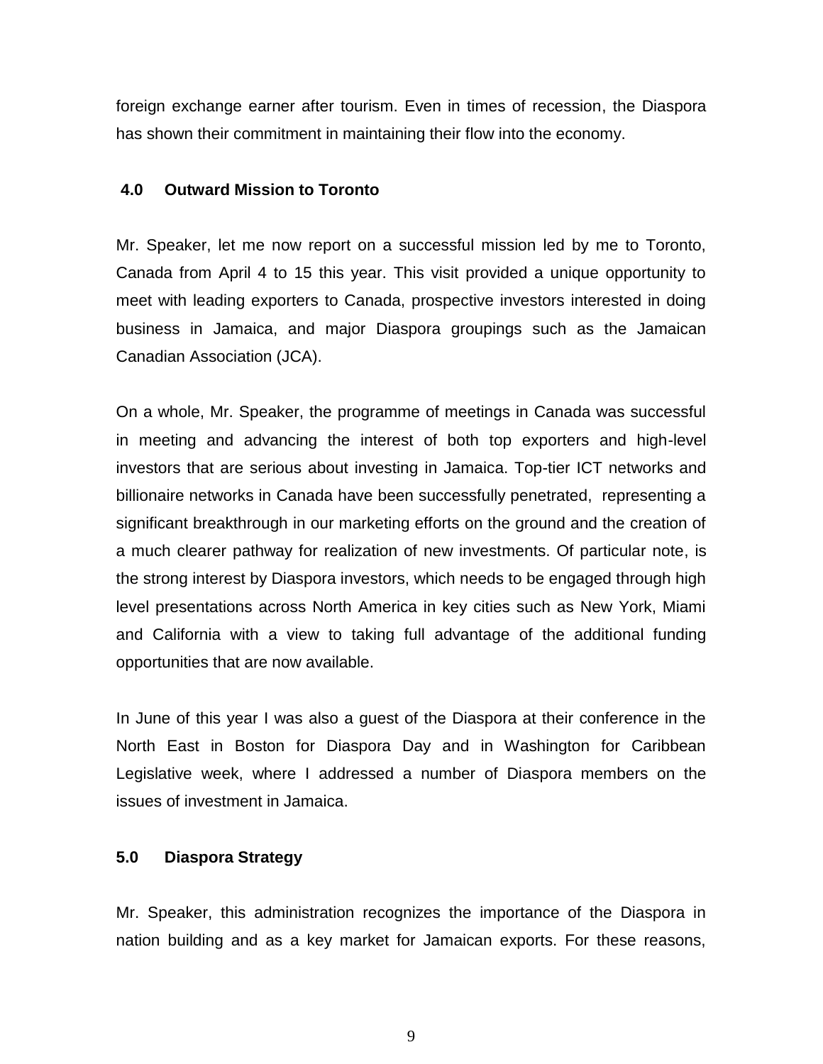foreign exchange earner after tourism. Even in times of recession, the Diaspora has shown their commitment in maintaining their flow into the economy.

## 4.0 Outward Mission to Toronto

Mr. Speaker, let me now report on a successful mission led by me to Toronto, Canada from April 4 to 15 this year. This visit provided a unique opportunity to meet with leading exporters to Canada, prospective investors interested in doing business in Jamaica, and major Diaspora groupings such as the Jamaican Canadian Association (JCA).

On a whole, Mr. Speaker, the programme of meetings in Canada was successful in meeting and advancing the interest of both top exporters and high-level investors that are serious about investing in Jamaica. Top-tier ICT networks and billionaire networks in Canada have been successfully penetrated, representing a significant breakthrough in our marketing efforts on the ground and the creation of a much clearer pathway for realization of new investments. Of particular note, is the strong interest by Diaspora investors, which needs to be engaged through high level presentations across North America in key cities such as New York, Miami and California with a view to taking full advantage of the additional funding opportunities that are now available.

In June of this year I was also a guest of the Diaspora at their conference in the North East in Boston for Diaspora Day and in Washington for Caribbean Legislative week, where I addressed a number of Diaspora members on the issues of investment in Jamaica.

## 5.0 Diaspora Strategy

Mr. Speaker, this administration recognizes the importance of the Diaspora in nation building and as a key market for Jamaican exports. For these reasons,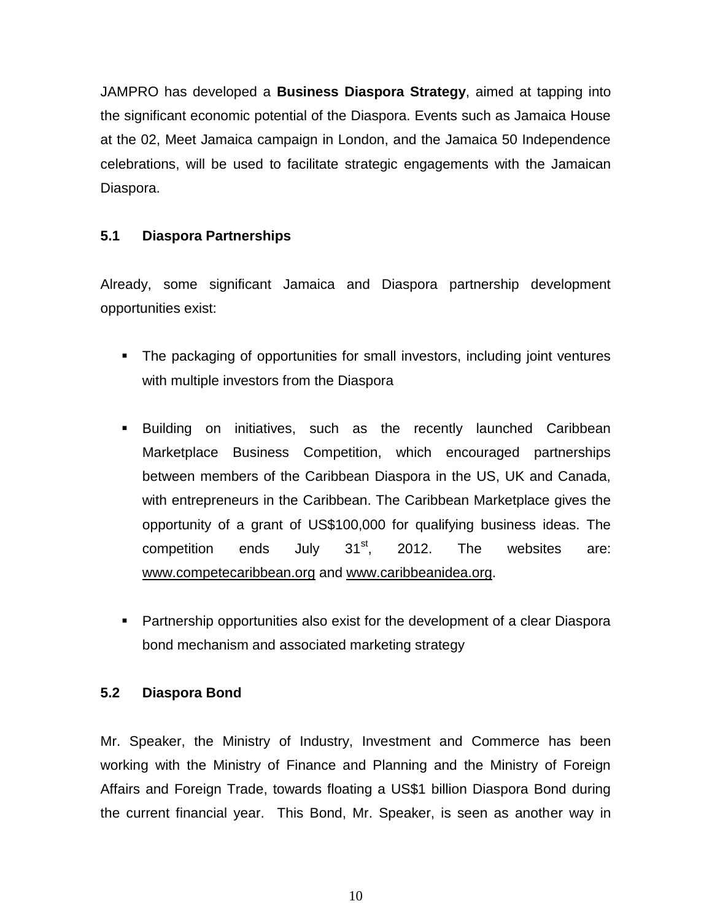JAMPRO has developed a **Business Diaspora Strategy**, aimed at tapping into the significant economic potential of the Diaspora. Events such as Jamaica House at the 02, Meet Jamaica campaign in London, and the Jamaica 50 Independence celebrations, will be used to facilitate strategic engagements with the Jamaican Diaspora.

### 5.1 Diaspora Partnerships

Already, some significant Jamaica and Diaspora partnership development opportunities exist:

- The packaging of opportunities for small investors, including joint ventures with multiple investors from the Diaspora

- Building on initiatives, such as the recently launched Caribbean Marketplace Business Competition, which encouraged partnerships between members of the Caribbean Diaspora in the US, UK and Canada, with entrepreneurs in the Caribbean. The Caribbean Marketplace gives the opportunity of a grant of US$100,000 for qualifying business ideas. The competition ends July 31st, 2012. The websites are: www.competecaribbean.org and www.caribbeanidea.org.

- Partnership opportunities also exist for the development of a clear Diaspora bond mechanism and associated marketing strategy

### 5.2 Diaspora Bond

Mr. Speaker, the Ministry of Industry, Investment and Commerce has been working with the Ministry of Finance and Planning and the Ministry of Foreign Affairs and Foreign Trade, towards floating a US$1 billion Diaspora Bond during the current financial year. This Bond, Mr. Speaker, is seen as another way in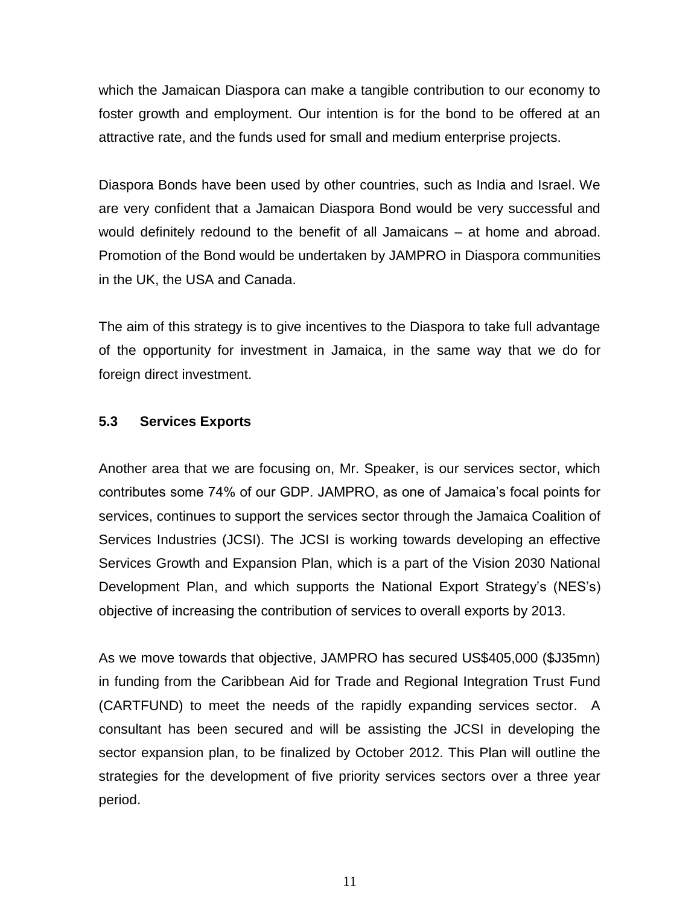which the Jamaican Diaspora can make a tangible contribution to our economy to foster growth and employment. Our intention is for the bond to be offered at an attractive rate, and the funds used for small and medium enterprise projects.

Diaspora Bonds have been used by other countries, such as India and Israel. We are very confident that a Jamaican Diaspora Bond would be very successful and would definitely redound to the benefit of all Jamaicans – at home and abroad. Promotion of the Bond would be undertaken by JAMPRO in Diaspora communities in the UK, the USA and Canada.

The aim of this strategy is to give incentives to the Diaspora to take full advantage of the opportunity for investment in Jamaica, in the same way that we do for foreign direct investment.

### 5.3 Services Exports

Another area that we are focusing on, Mr. Speaker, is our services sector, which contributes some 74% of our GDP. JAMPRO, as one of Jamaica's focal points for services, continues to support the services sector through the Jamaica Coalition of Services Industries (JCSI). The JCSI is working towards developing an effective Services Growth and Expansion Plan, which is a part of the Vision 2030 National Development Plan, and which supports the National Export Strategy's (NES's) objective of increasing the contribution of services to overall exports by 2013.

As we move towards that objective, JAMPRO has secured US$405,000 ($J35mn) in funding from the Caribbean Aid for Trade and Regional Integration Trust Fund (CARTFUND) to meet the needs of the rapidly expanding services sector. A consultant has been secured and will be assisting the JCSI in developing the sector expansion plan, to be finalized by October 2012. This Plan will outline the strategies for the development of five priority services sectors over a three year period.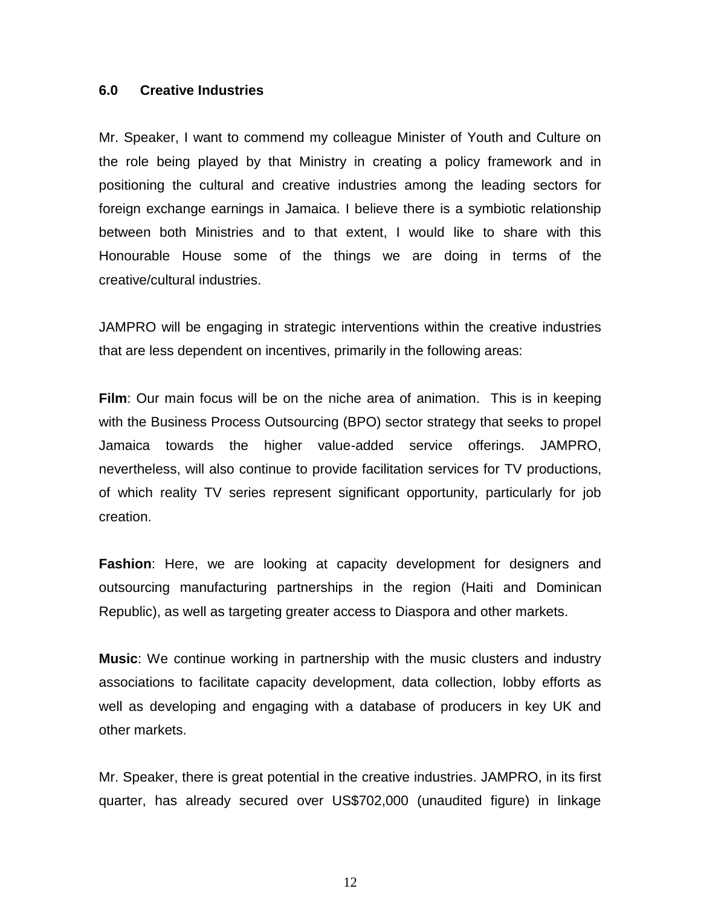## 6.0 Creative Industries

Mr. Speaker, I want to commend my colleague Minister of Youth and Culture on the role being played by that Ministry in creating a policy framework and in positioning the cultural and creative industries among the leading sectors for foreign exchange earnings in Jamaica. I believe there is a symbiotic relationship between both Ministries and to that extent, I would like to share with this Honourable House some of the things we are doing in terms of the creative/cultural industries.

JAMPRO will be engaging in strategic interventions within the creative industries that are less dependent on incentives, primarily in the following areas:

**Film**: Our main focus will be on the niche area of animation. This is in keeping with the Business Process Outsourcing (BPO) sector strategy that seeks to propel Jamaica towards the higher value-added service offerings. JAMPRO, nevertheless, will also continue to provide facilitation services for TV productions, of which reality TV series represent significant opportunity, particularly for job creation.

**Fashion**: Here, we are looking at capacity development for designers and outsourcing manufacturing partnerships in the region (Haiti and Dominican Republic), as well as targeting greater access to Diaspora and other markets.

**Music**: We continue working in partnership with the music clusters and industry associations to facilitate capacity development, data collection, lobby efforts as well as developing and engaging with a database of producers in key UK and other markets.

Mr. Speaker, there is great potential in the creative industries. JAMPRO, in its first quarter, has already secured over US$702,000 (unaudited figure) in linkage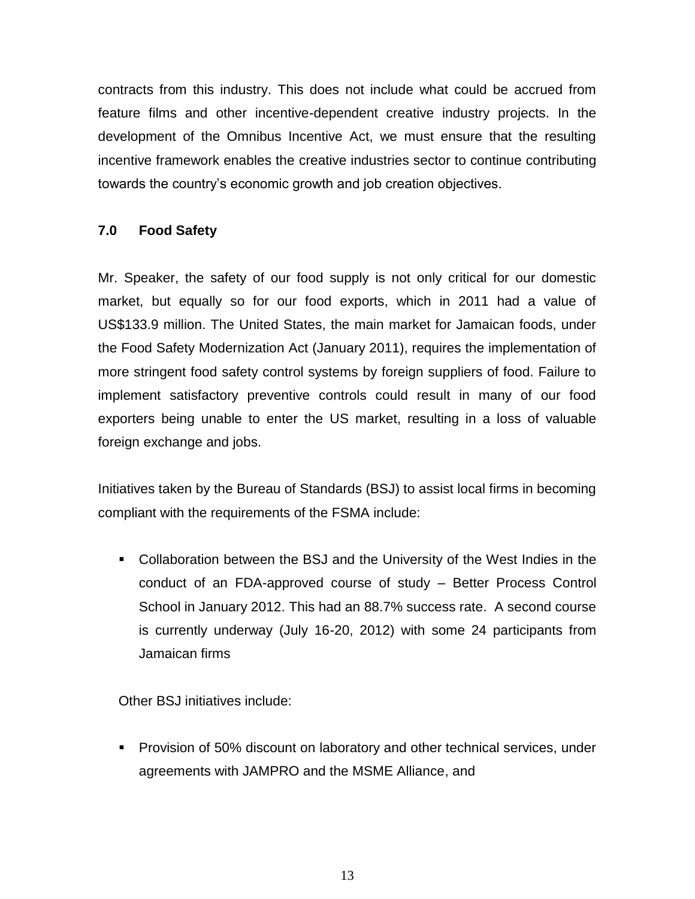contracts from this industry. This does not include what could be accrued from feature films and other incentive-dependent creative industry projects. In the development of the Omnibus Incentive Act, we must ensure that the resulting incentive framework enables the creative industries sector to continue contributing towards the country's economic growth and job creation objectives.

### 7.0 Food Safety

Mr. Speaker, the safety of our food supply is not only critical for our domestic market, but equally so for our food exports, which in 2011 had a value of US$133.9 million. The United States, the main market for Jamaican foods, under the Food Safety Modernization Act (January 2011), requires the implementation of more stringent food safety control systems by foreign suppliers of food. Failure to implement satisfactory preventive controls could result in many of our food exporters being unable to enter the US market, resulting in a loss of valuable foreign exchange and jobs.

Initiatives taken by the Bureau of Standards (BSJ) to assist local firms in becoming compliant with the requirements of the FSMA include:

- Collaboration between the BSJ and the University of the West Indies in the conduct of an FDA-approved course of study – Better Process Control School in January 2012. This had an 88.7% success rate. A second course is currently underway (July 16-20, 2012) with some 24 participants from Jamaican firms

Other BSJ initiatives include:

- Provision of 50% discount on laboratory and other technical services, under agreements with JAMPRO and the MSME Alliance, and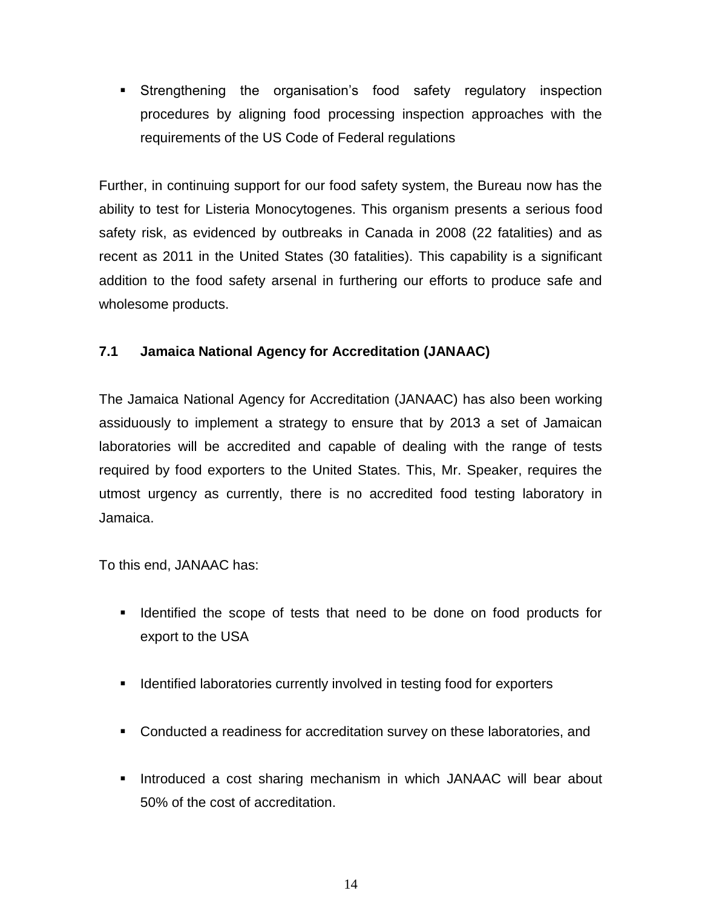- Strengthening the organisation's food safety regulatory inspection procedures by aligning food processing inspection approaches with the requirements of the US Code of Federal regulations

Further, in continuing support for our food safety system, the Bureau now has the ability to test for Listeria Monocytogenes. This organism presents a serious food safety risk, as evidenced by outbreaks in Canada in 2008 (22 fatalities) and as recent as 2011 in the United States (30 fatalities). This capability is a significant addition to the food safety arsenal in furthering our efforts to produce safe and wholesome products.

### 7.1 Jamaica National Agency for Accreditation (JANAAC)

The Jamaica National Agency for Accreditation (JANAAC) has also been working assiduously to implement a strategy to ensure that by 2013 a set of Jamaican laboratories will be accredited and capable of dealing with the range of tests required by food exporters to the United States. This, Mr. Speaker, requires the utmost urgency as currently, there is no accredited food testing laboratory in Jamaica.

To this end, JANAAC has:

- Identified the scope of tests that need to be done on food products for export to the USA
- Identified laboratories currently involved in testing food for exporters
- Conducted a readiness for accreditation survey on these laboratories, and
- Introduced a cost sharing mechanism in which JANAAC will bear about 50% of the cost of accreditation.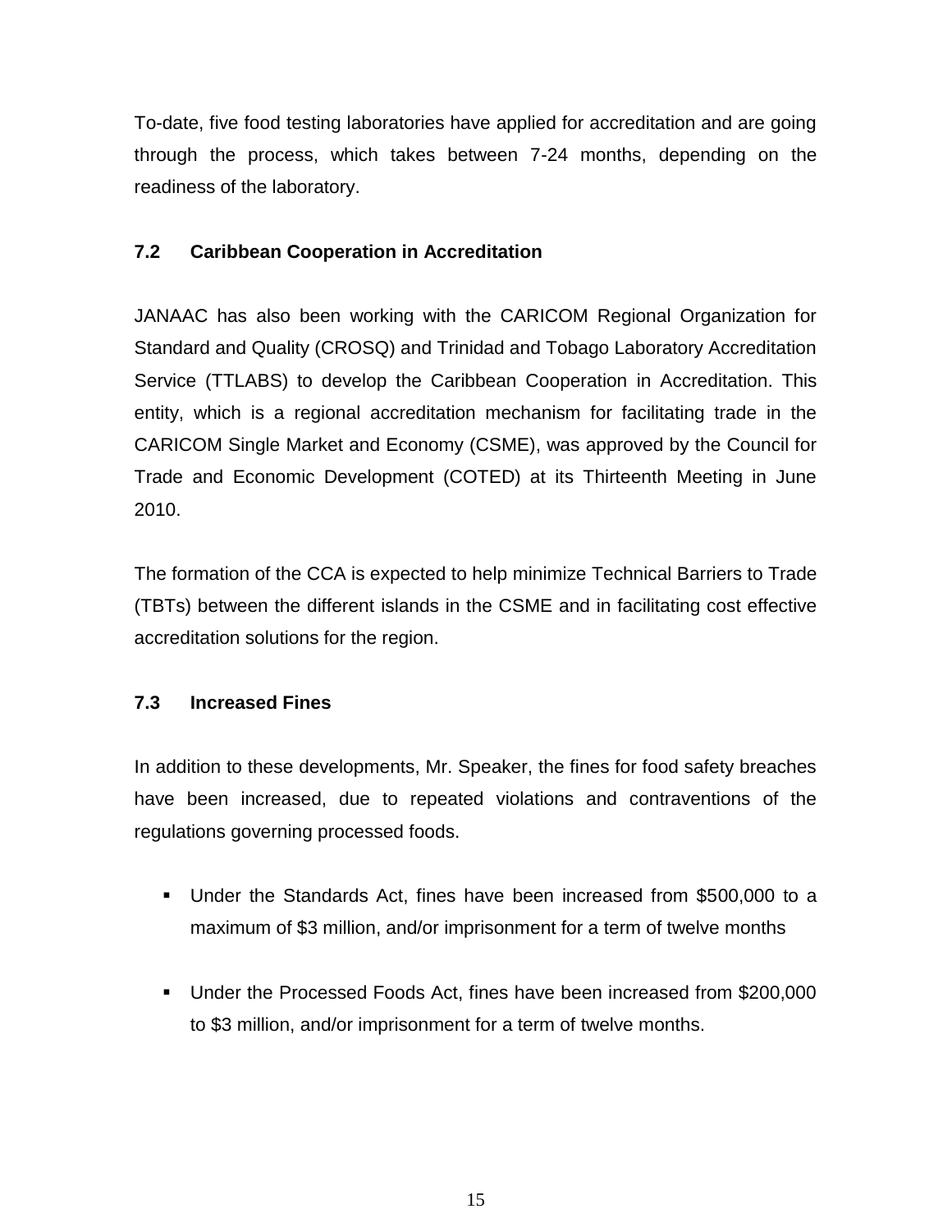To-date, five food testing laboratories have applied for accreditation and are going through the process, which takes between 7-24 months, depending on the readiness of the laboratory.

### 7.2 Caribbean Cooperation in Accreditation

JANAAC has also been working with the CARICOM Regional Organization for Standard and Quality (CROSQ) and Trinidad and Tobago Laboratory Accreditation Service (TTLABS) to develop the Caribbean Cooperation in Accreditation. This entity, which is a regional accreditation mechanism for facilitating trade in the CARICOM Single Market and Economy (CSME), was approved by the Council for Trade and Economic Development (COTED) at its Thirteenth Meeting in June 2010.

The formation of the CCA is expected to help minimize Technical Barriers to Trade (TBTs) between the different islands in the CSME and in facilitating cost effective accreditation solutions for the region.

### 7.3 Increased Fines

In addition to these developments, Mr. Speaker, the fines for food safety breaches have been increased, due to repeated violations and contraventions of the regulations governing processed foods.

- Under the Standards Act, fines have been increased from $500,000 to a maximum of $3 million, and/or imprisonment for a term of twelve months

- Under the Processed Foods Act, fines have been increased from $200,000 to $3 million, and/or imprisonment for a term of twelve months.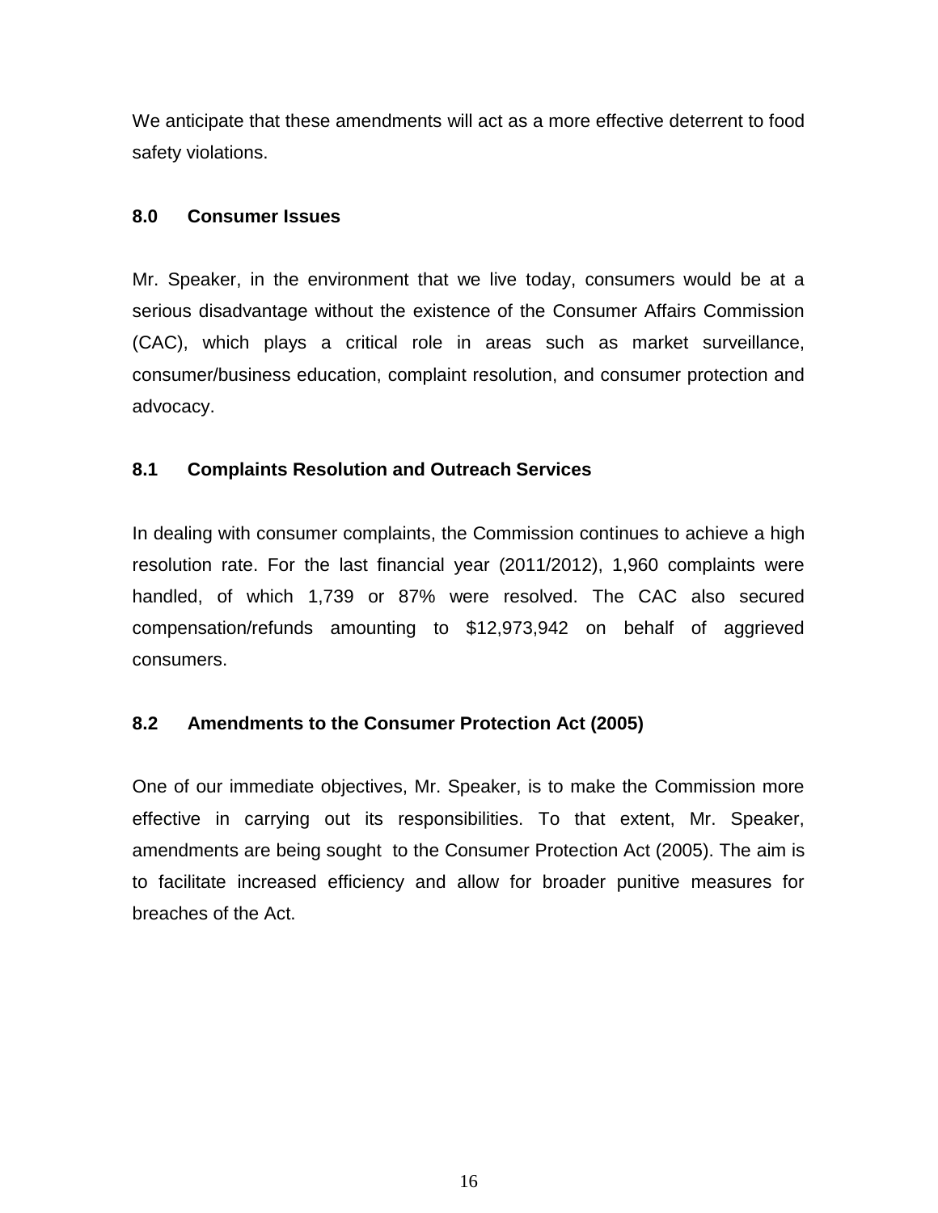We anticipate that these amendments will act as a more effective deterrent to food safety violations.

## 8.0 Consumer Issues

Mr. Speaker, in the environment that we live today, consumers would be at a serious disadvantage without the existence of the Consumer Affairs Commission (CAC), which plays a critical role in areas such as market surveillance, consumer/business education, complaint resolution, and consumer protection and advocacy.

### 8.1 Complaints Resolution and Outreach Services

In dealing with consumer complaints, the Commission continues to achieve a high resolution rate. For the last financial year (2011/2012), 1,960 complaints were handled, of which 1,739 or 87% were resolved. The CAC also secured compensation/refunds amounting to $12,973,942 on behalf of aggrieved consumers.

### 8.2 Amendments to the Consumer Protection Act (2005)

One of our immediate objectives, Mr. Speaker, is to make the Commission more effective in carrying out its responsibilities. To that extent, Mr. Speaker, amendments are being sought to the Consumer Protection Act (2005). The aim is to facilitate increased efficiency and allow for broader punitive measures for breaches of the Act.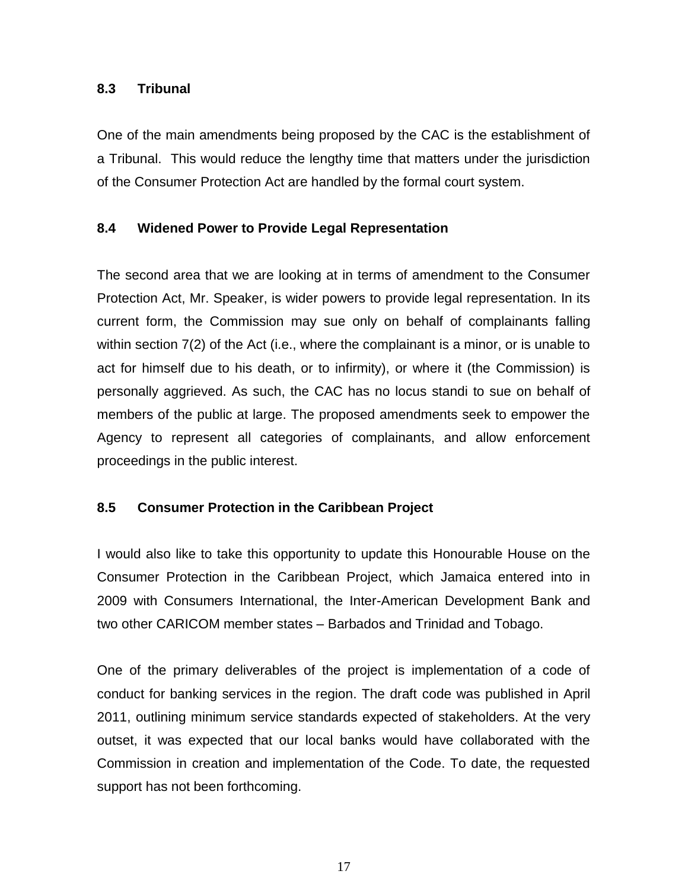### 8.3 Tribunal

One of the main amendments being proposed by the CAC is the establishment of a Tribunal. This would reduce the lengthy time that matters under the jurisdiction of the Consumer Protection Act are handled by the formal court system.

### 8.4 Widened Power to Provide Legal Representation

The second area that we are looking at in terms of amendment to the Consumer Protection Act, Mr. Speaker, is wider powers to provide legal representation. In its current form, the Commission may sue only on behalf of complainants falling within section 7(2) of the Act (i.e., where the complainant is a minor, or is unable to act for himself due to his death, or to infirmity), or where it (the Commission) is personally aggrieved. As such, the CAC has no locus standi to sue on behalf of members of the public at large. The proposed amendments seek to empower the Agency to represent all categories of complainants, and allow enforcement proceedings in the public interest.

### 8.5 Consumer Protection in the Caribbean Project

I would also like to take this opportunity to update this Honourable House on the Consumer Protection in the Caribbean Project, which Jamaica entered into in 2009 with Consumers International, the Inter-American Development Bank and two other CARICOM member states – Barbados and Trinidad and Tobago.

One of the primary deliverables of the project is implementation of a code of conduct for banking services in the region. The draft code was published in April 2011, outlining minimum service standards expected of stakeholders. At the very outset, it was expected that our local banks would have collaborated with the Commission in creation and implementation of the Code. To date, the requested support has not been forthcoming.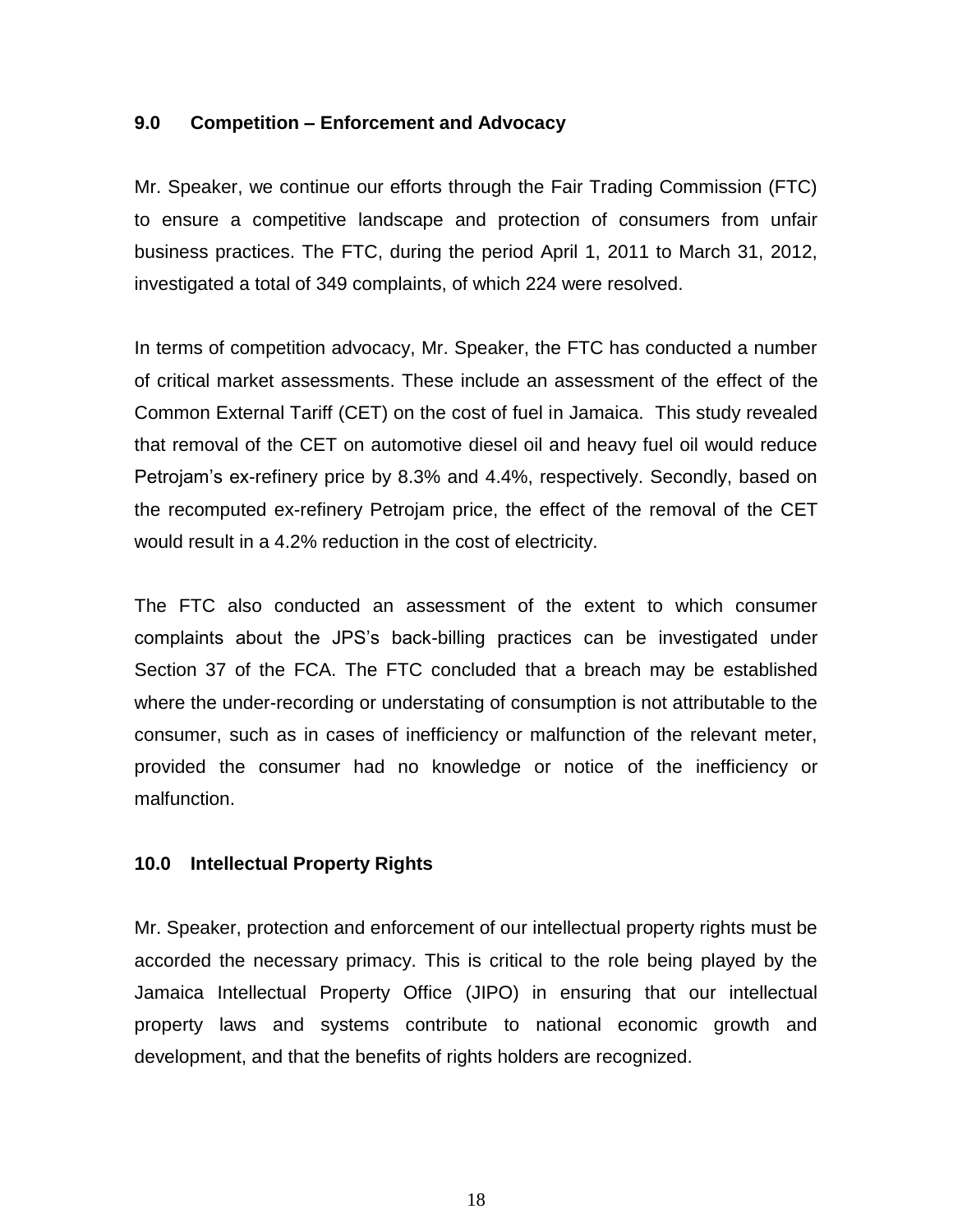## 9.0 Competition – Enforcement and Advocacy

Mr. Speaker, we continue our efforts through the Fair Trading Commission (FTC) to ensure a competitive landscape and protection of consumers from unfair business practices. The FTC, during the period April 1, 2011 to March 31, 2012, investigated a total of 349 complaints, of which 224 were resolved.

In terms of competition advocacy, Mr. Speaker, the FTC has conducted a number of critical market assessments. These include an assessment of the effect of the Common External Tariff (CET) on the cost of fuel in Jamaica. This study revealed that removal of the CET on automotive diesel oil and heavy fuel oil would reduce Petrojam's ex-refinery price by 8.3% and 4.4%, respectively. Secondly, based on the recomputed ex-refinery Petrojam price, the effect of the removal of the CET would result in a 4.2% reduction in the cost of electricity.

The FTC also conducted an assessment of the extent to which consumer complaints about the JPS's back-billing practices can be investigated under Section 37 of the FCA. The FTC concluded that a breach may be established where the under-recording or understating of consumption is not attributable to the consumer, such as in cases of inefficiency or malfunction of the relevant meter, provided the consumer had no knowledge or notice of the inefficiency or malfunction.

## 10.0 Intellectual Property Rights

Mr. Speaker, protection and enforcement of our intellectual property rights must be accorded the necessary primacy. This is critical to the role being played by the Jamaica Intellectual Property Office (JIPO) in ensuring that our intellectual property laws and systems contribute to national economic growth and development, and that the benefits of rights holders are recognized.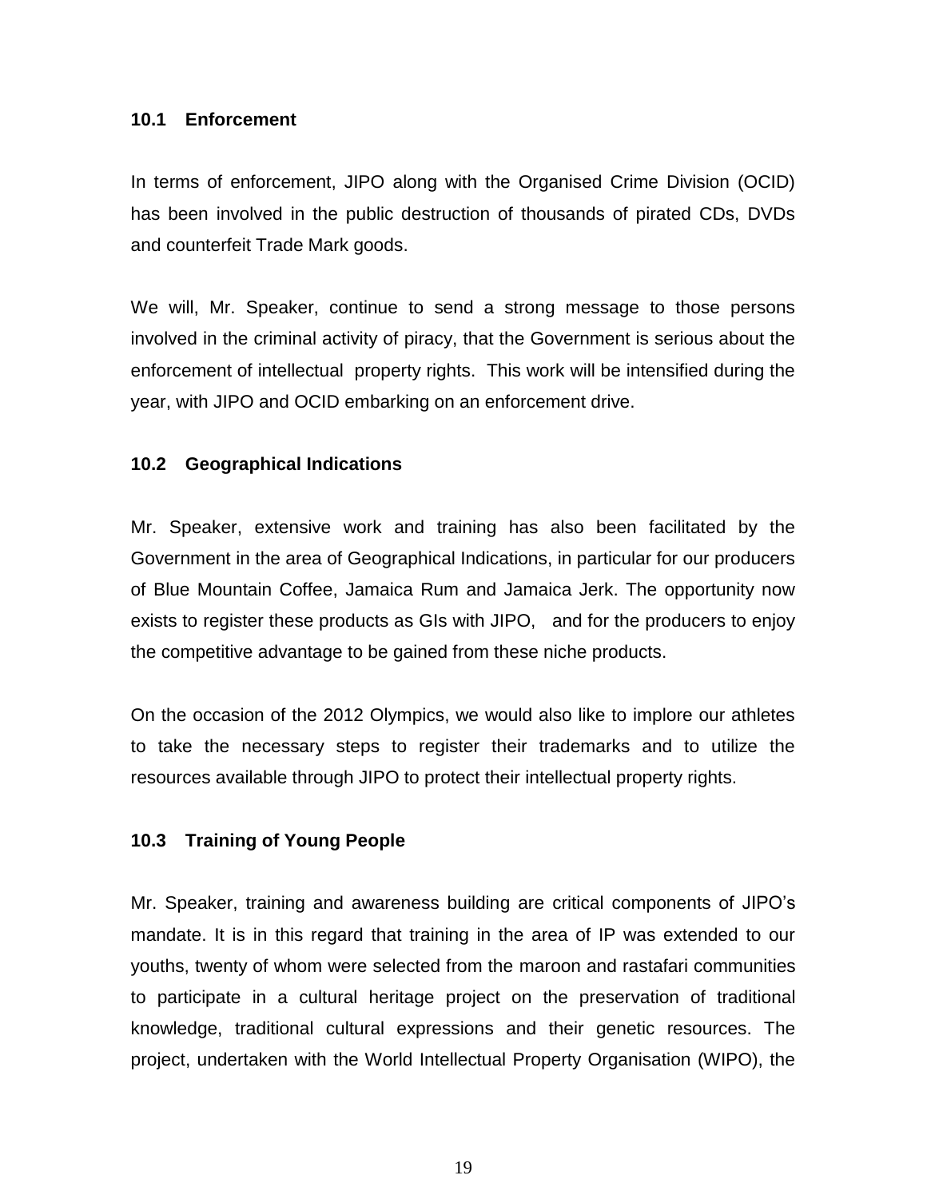### 10.1 Enforcement

In terms of enforcement, JIPO along with the Organised Crime Division (OCID) has been involved in the public destruction of thousands of pirated CDs, DVDs and counterfeit Trade Mark goods.

We will, Mr. Speaker, continue to send a strong message to those persons involved in the criminal activity of piracy, that the Government is serious about the enforcement of intellectual property rights. This work will be intensified during the year, with JIPO and OCID embarking on an enforcement drive.

### 10.2 Geographical Indications

Mr. Speaker, extensive work and training has also been facilitated by the Government in the area of Geographical Indications, in particular for our producers of Blue Mountain Coffee, Jamaica Rum and Jamaica Jerk. The opportunity now exists to register these products as GIs with JIPO, and for the producers to enjoy the competitive advantage to be gained from these niche products.

On the occasion of the 2012 Olympics, we would also like to implore our athletes to take the necessary steps to register their trademarks and to utilize the resources available through JIPO to protect their intellectual property rights.

### 10.3 Training of Young People

Mr. Speaker, training and awareness building are critical components of JIPO's mandate. It is in this regard that training in the area of IP was extended to our youths, twenty of whom were selected from the maroon and rastafari communities to participate in a cultural heritage project on the preservation of traditional knowledge, traditional cultural expressions and their genetic resources. The project, undertaken with the World Intellectual Property Organisation (WIPO), the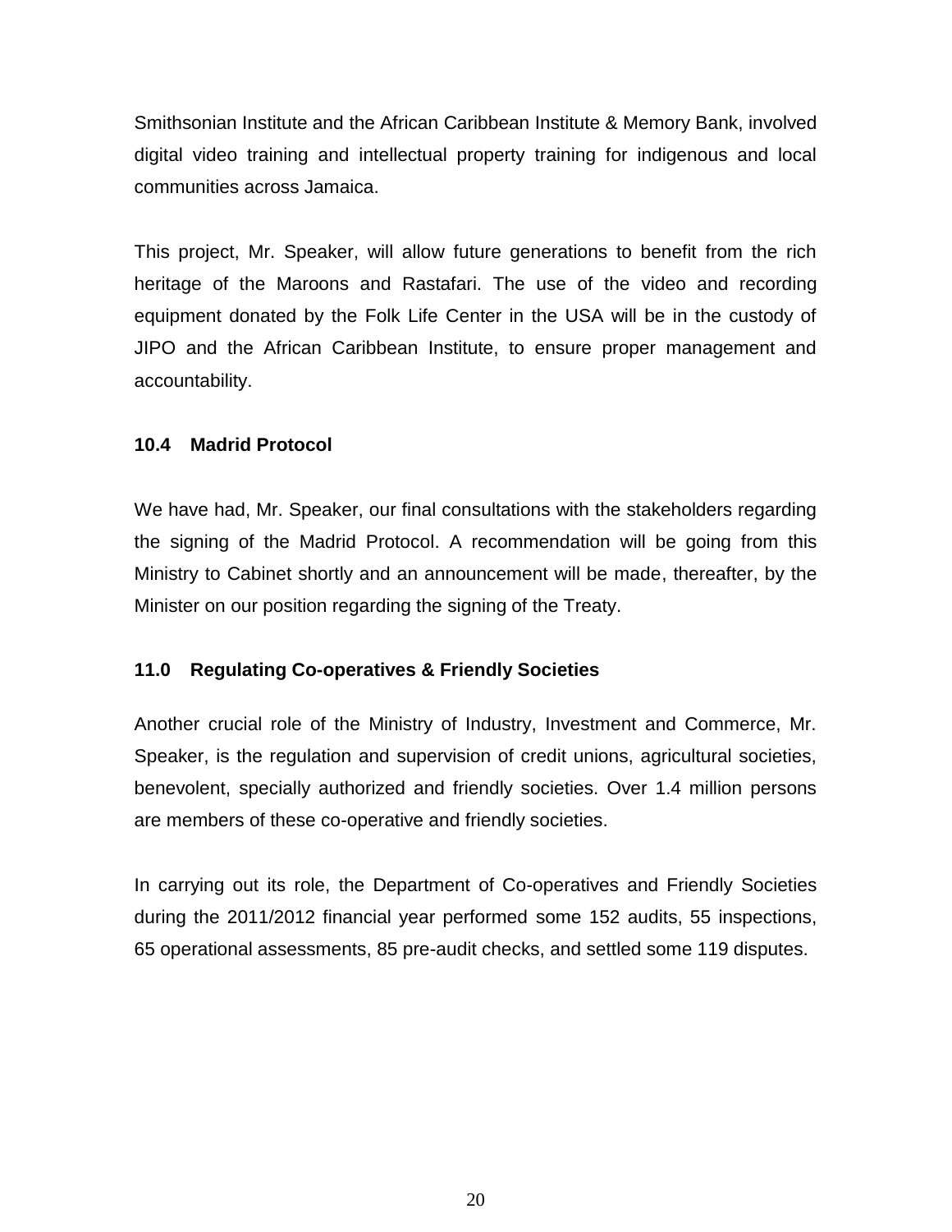Smithsonian Institute and the African Caribbean Institute & Memory Bank, involved digital video training and intellectual property training for indigenous and local communities across Jamaica.

This project, Mr. Speaker, will allow future generations to benefit from the rich heritage of the Maroons and Rastafari. The use of the video and recording equipment donated by the Folk Life Center in the USA will be in the custody of JIPO and the African Caribbean Institute, to ensure proper management and accountability.

### 10.4 Madrid Protocol

We have had, Mr. Speaker, our final consultations with the stakeholders regarding the signing of the Madrid Protocol. A recommendation will be going from this Ministry to Cabinet shortly and an announcement will be made, thereafter, by the Minister on our position regarding the signing of the Treaty.

## 11.0 Regulating Co-operatives & Friendly Societies

Another crucial role of the Ministry of Industry, Investment and Commerce, Mr. Speaker, is the regulation and supervision of credit unions, agricultural societies, benevolent, specially authorized and friendly societies. Over 1.4 million persons are members of these co-operative and friendly societies.

In carrying out its role, the Department of Co-operatives and Friendly Societies during the 2011/2012 financial year performed some 152 audits, 55 inspections, 65 operational assessments, 85 pre-audit checks, and settled some 119 disputes.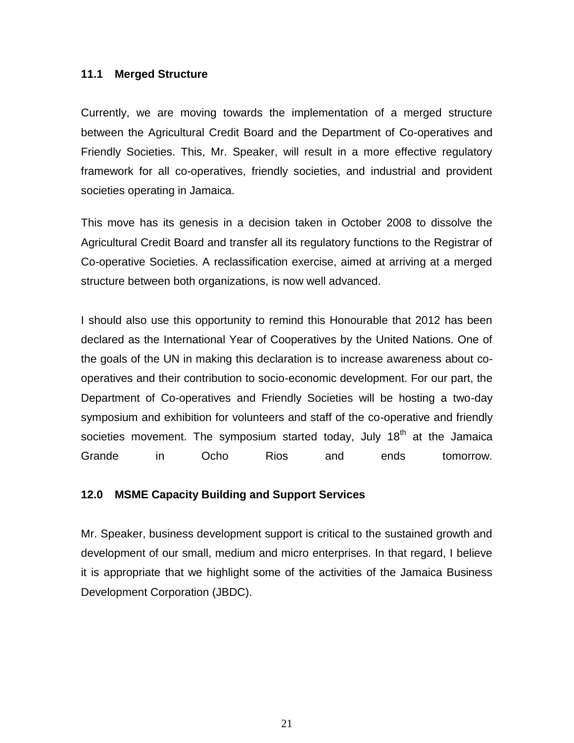### 11.1 Merged Structure

Currently, we are moving towards the implementation of a merged structure between the Agricultural Credit Board and the Department of Co-operatives and Friendly Societies. This, Mr. Speaker, will result in a more effective regulatory framework for all co-operatives, friendly societies, and industrial and provident societies operating in Jamaica.

This move has its genesis in a decision taken in October 2008 to dissolve the Agricultural Credit Board and transfer all its regulatory functions to the Registrar of Co-operative Societies. A reclassification exercise, aimed at arriving at a merged structure between both organizations, is now well advanced.

I should also use this opportunity to remind this Honourable that 2012 has been declared as the International Year of Cooperatives by the United Nations. One of the goals of the UN in making this declaration is to increase awareness about co-operatives and their contribution to socio-economic development. For our part, the Department of Co-operatives and Friendly Societies will be hosting a two-day symposium and exhibition for volunteers and staff of the co-operative and friendly societies movement. The symposium started today, July 18th at the Jamaica Grande in Ocho Rios and ends tomorrow.

## 12.0 MSME Capacity Building and Support Services

Mr. Speaker, business development support is critical to the sustained growth and development of our small, medium and micro enterprises. In that regard, I believe it is appropriate that we highlight some of the activities of the Jamaica Business Development Corporation (JBDC).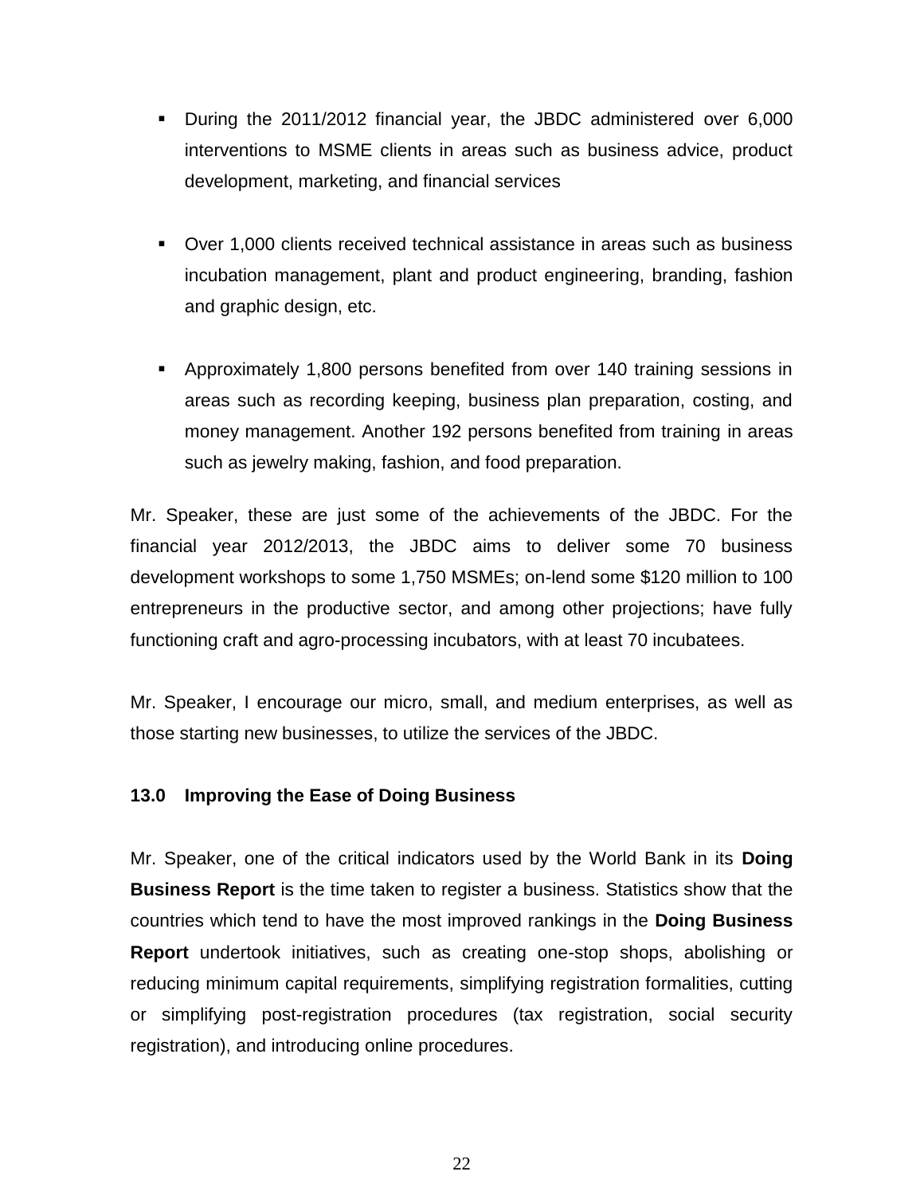- During the 2011/2012 financial year, the JBDC administered over 6,000 interventions to MSME clients in areas such as business advice, product development, marketing, and financial services

- Over 1,000 clients received technical assistance in areas such as business incubation management, plant and product engineering, branding, fashion and graphic design, etc.

- Approximately 1,800 persons benefited from over 140 training sessions in areas such as recording keeping, business plan preparation, costing, and money management. Another 192 persons benefited from training in areas such as jewelry making, fashion, and food preparation.

Mr. Speaker, these are just some of the achievements of the JBDC. For the financial year 2012/2013, the JBDC aims to deliver some 70 business development workshops to some 1,750 MSMEs; on-lend some $120 million to 100 entrepreneurs in the productive sector, and among other projections; have fully functioning craft and agro-processing incubators, with at least 70 incubatees.

Mr. Speaker, I encourage our micro, small, and medium enterprises, as well as those starting new businesses, to utilize the services of the JBDC.

### 13.0 Improving the Ease of Doing Business

Mr. Speaker, one of the critical indicators used by the World Bank in its **Doing Business Report** is the time taken to register a business. Statistics show that the countries which tend to have the most improved rankings in the **Doing Business Report** undertook initiatives, such as creating one-stop shops, abolishing or reducing minimum capital requirements, simplifying registration formalities, cutting or simplifying post-registration procedures (tax registration, social security registration), and introducing online procedures.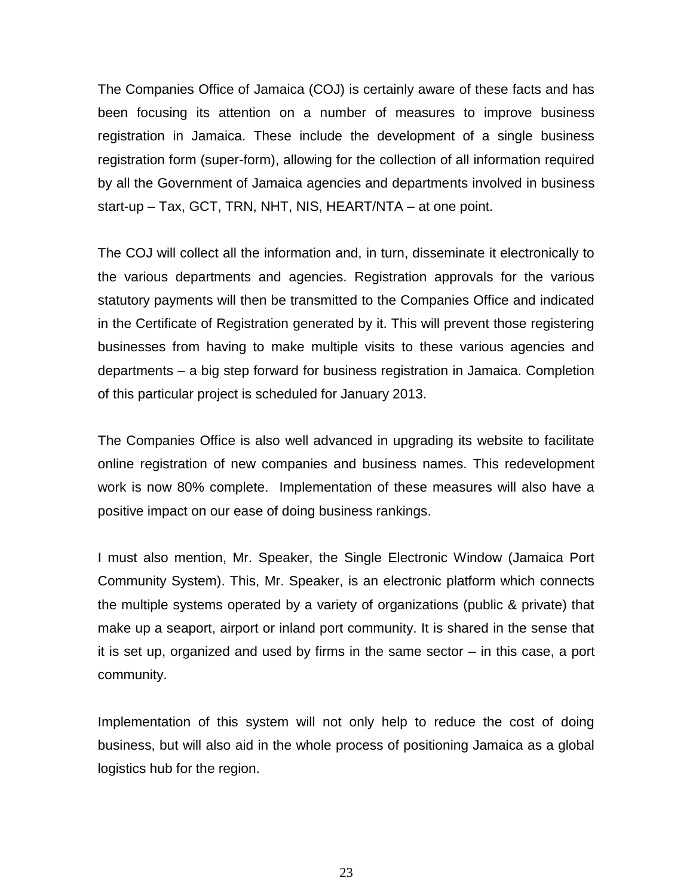The Companies Office of Jamaica (COJ) is certainly aware of these facts and has been focusing its attention on a number of measures to improve business registration in Jamaica. These include the development of a single business registration form (super-form), allowing for the collection of all information required by all the Government of Jamaica agencies and departments involved in business start-up – Tax, GCT, TRN, NHT, NIS, HEART/NTA – at one point.

The COJ will collect all the information and, in turn, disseminate it electronically to the various departments and agencies. Registration approvals for the various statutory payments will then be transmitted to the Companies Office and indicated in the Certificate of Registration generated by it. This will prevent those registering businesses from having to make multiple visits to these various agencies and departments – a big step forward for business registration in Jamaica. Completion of this particular project is scheduled for January 2013.

The Companies Office is also well advanced in upgrading its website to facilitate online registration of new companies and business names. This redevelopment work is now 80% complete. Implementation of these measures will also have a positive impact on our ease of doing business rankings.

I must also mention, Mr. Speaker, the Single Electronic Window (Jamaica Port Community System). This, Mr. Speaker, is an electronic platform which connects the multiple systems operated by a variety of organizations (public & private) that make up a seaport, airport or inland port community. It is shared in the sense that it is set up, organized and used by firms in the same sector – in this case, a port community.

Implementation of this system will not only help to reduce the cost of doing business, but will also aid in the whole process of positioning Jamaica as a global logistics hub for the region.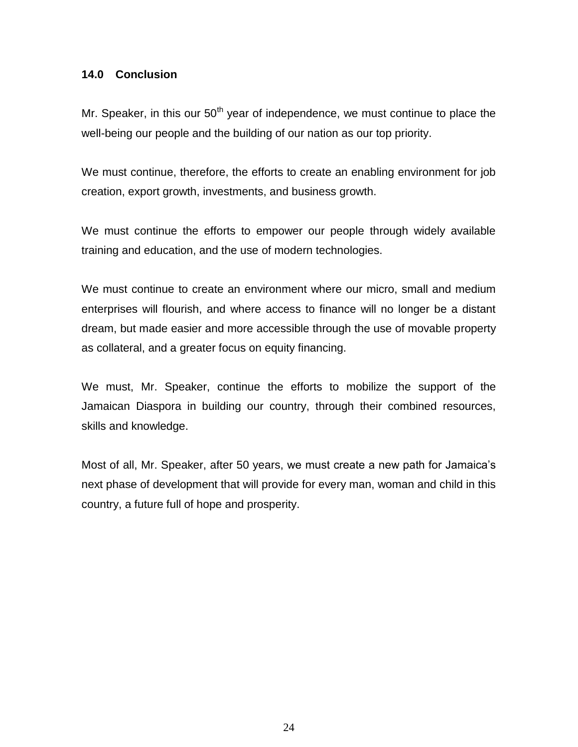## 14.0 Conclusion

Mr. Speaker, in this our 50th year of independence, we must continue to place the well-being our people and the building of our nation as our top priority.

We must continue, therefore, the efforts to create an enabling environment for job creation, export growth, investments, and business growth.

We must continue the efforts to empower our people through widely available training and education, and the use of modern technologies.

We must continue to create an environment where our micro, small and medium enterprises will flourish, and where access to finance will no longer be a distant dream, but made easier and more accessible through the use of movable property as collateral, and a greater focus on equity financing.

We must, Mr. Speaker, continue the efforts to mobilize the support of the Jamaican Diaspora in building our country, through their combined resources, skills and knowledge.

Most of all, Mr. Speaker, after 50 years, we must create a new path for Jamaica's next phase of development that will provide for every man, woman and child in this country, a future full of hope and prosperity.